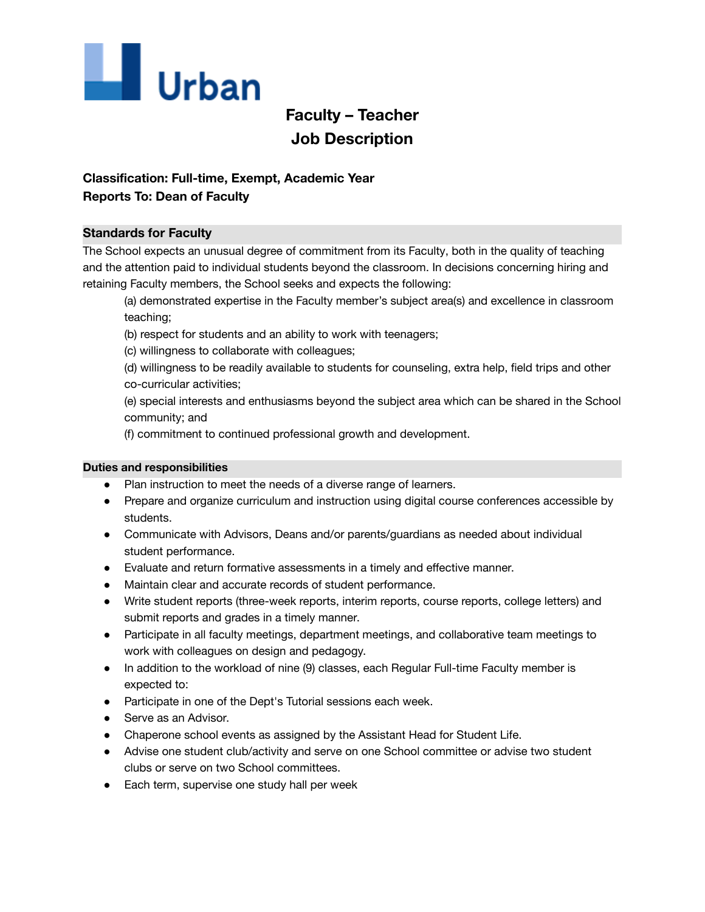Urban

# Faculty – Teacher
# Job Description

**Classification: Full-time, Exempt, Academic Year**
**Reports To: Dean of Faculty**

## Standards for Faculty

The School expects an unusual degree of commitment from its Faculty, both in the quality of teaching and the attention paid to individual students beyond the classroom. In decisions concerning hiring and retaining Faculty members, the School seeks and expects the following:

(a) demonstrated expertise in the Faculty member's subject area(s) and excellence in classroom teaching;

(b) respect for students and an ability to work with teenagers;

(c) willingness to collaborate with colleagues;

(d) willingness to be readily available to students for counseling, extra help, field trips and other co-curricular activities;

(e) special interests and enthusiasms beyond the subject area which can be shared in the School community; and

(f) commitment to continued professional growth and development.

## Duties and responsibilities

- Plan instruction to meet the needs of a diverse range of learners.
- Prepare and organize curriculum and instruction using digital course conferences accessible by students.
- Communicate with Advisors, Deans and/or parents/guardians as needed about individual student performance.
- Evaluate and return formative assessments in a timely and effective manner.
- Maintain clear and accurate records of student performance.
- Write student reports (three-week reports, interim reports, course reports, college letters) and submit reports and grades in a timely manner.
- Participate in all faculty meetings, department meetings, and collaborative team meetings to work with colleagues on design and pedagogy.
- In addition to the workload of nine (9) classes, each Regular Full-time Faculty member is expected to:
- Participate in one of the Dept's Tutorial sessions each week.
- Serve as an Advisor.
- Chaperone school events as assigned by the Assistant Head for Student Life.
- Advise one student club/activity and serve on one School committee or advise two student clubs or serve on two School committees.
- Each term, supervise one study hall per week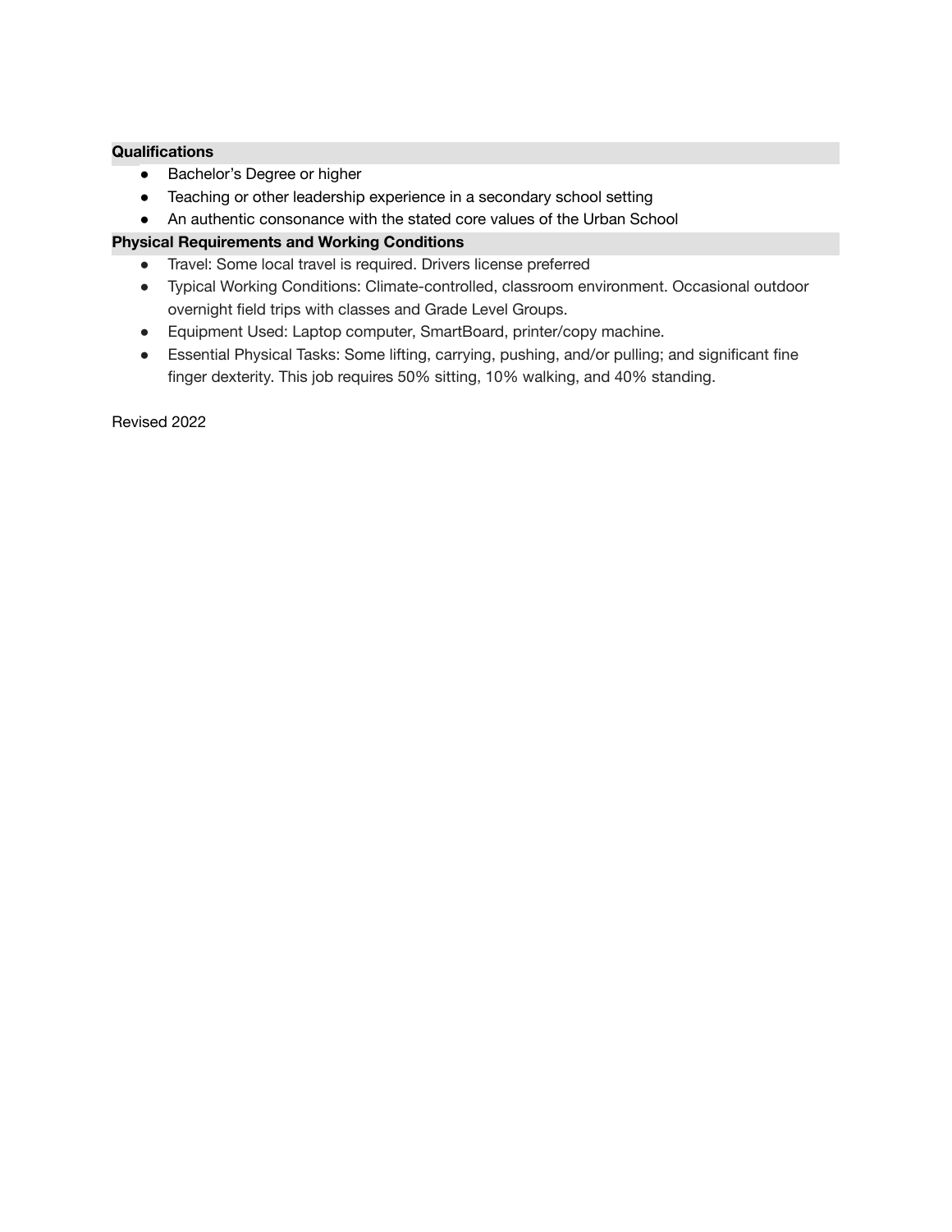**Qualifications**

- Bachelor's Degree or higher
- Teaching or other leadership experience in a secondary school setting
- An authentic consonance with the stated core values of the Urban School

**Physical Requirements and Working Conditions**

- Travel: Some local travel is required. Drivers license preferred
- Typical Working Conditions: Climate-controlled, classroom environment. Occasional outdoor overnight field trips with classes and Grade Level Groups.
- Equipment Used: Laptop computer, SmartBoard, printer/copy machine.
- Essential Physical Tasks: Some lifting, carrying, pushing, and/or pulling; and significant fine finger dexterity. This job requires 50% sitting, 10% walking, and 40% standing.

Revised 2022